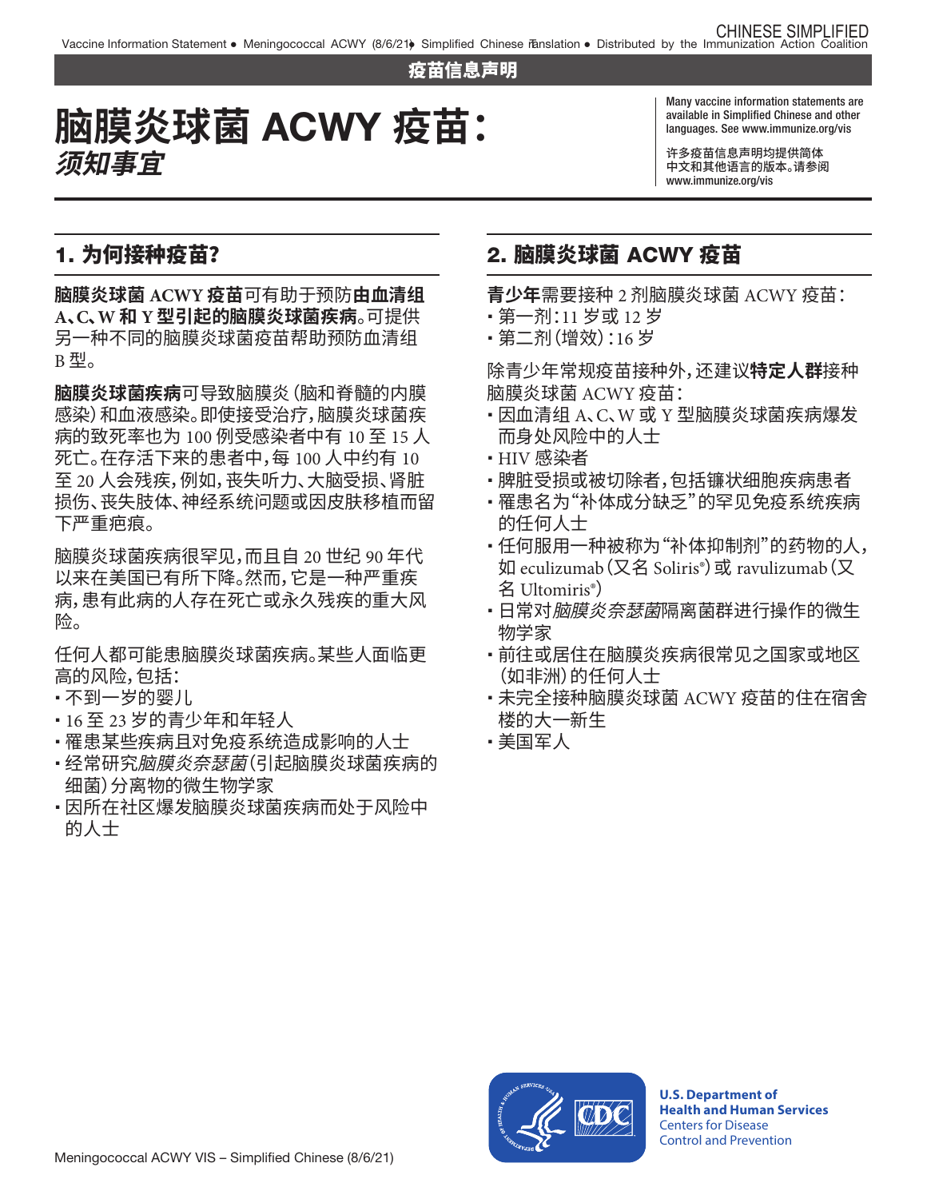疫苗信息声明

# 脑膜炎球菌 ACWY 疫苗：*须知事宜*

Many vaccine information statements are available in Simplified Chinese and other languages. See www.immunize.org/vis

许多疫苗信息声明均提供简体中文和其他语言的版本。请参阅 www.immunize.org/vis

## 1. 为何接种疫苗？

**脑膜炎球菌 ACWY 疫苗**可有助于预防**由血清组 A、C、W 和 Y 型引起的脑膜炎球菌疾病**。可提供另一种不同的脑膜炎球菌疫苗帮助预防血清组 B 型。

**脑膜炎球菌疾病**可导致脑膜炎（脑和脊髓的内膜感染）和血液感染。即使接受治疗，脑膜炎球菌疾病的致死率也为 100 例受感染者中有 10 至 15 人死亡。在存活下来的患者中，每 100 人中约有 10 至 20 人会残疾，例如，丧失听力、大脑受损、肾脏损伤、丧失肢体、神经系统问题或因皮肤移植而留下严重疤痕。

脑膜炎球菌疾病很罕见，而且自 20 世纪 90 年代以来在美国已有所下降。然而，它是一种严重疾病，患有此病的人存在死亡或永久残疾的重大风险。

任何人都可能患脑膜炎球菌疾病。某些人面临更高的风险，包括：

- 不到一岁的婴儿
- 16 至 23 岁的青少年和年轻人
- 罹患某些疾病且对免疫系统造成影响的人士
- 经常研究*脑膜炎奈瑟菌*（引起脑膜炎球菌疾病的细菌）分离物的微生物学家
- 因所在社区爆发脑膜炎球菌疾病而处于风险中的人士

## 2. 脑膜炎球菌 ACWY 疫苗

**青少年**需要接种 2 剂脑膜炎球菌 ACWY 疫苗：

- 第一剂：11 岁或 12 岁
- 第二剂（增效）：16 岁

除青少年常规疫苗接种外，还建议**特定人群**接种脑膜炎球菌 ACWY 疫苗：

- 因血清组 A、C、W 或 Y 型脑膜炎球菌疾病爆发而身处风险中的人士
- HIV 感染者
- 脾脏受损或被切除者，包括镰状细胞疾病患者
- 罹患名为“补体成分缺乏”的罕见免疫系统疾病的任何人士
- 任何服用一种被称为“补体抑制剂”的药物的人，如 eculizumab（又名 Soliris®）或 ravulizumab（又名 Ultomiris®）
- 日常对*脑膜炎奈瑟菌*隔离菌群进行操作的微生物学家
- 前往或居住在脑膜炎疾病很常见之国家或地区（如非洲）的任何人士
- 未完全接种脑膜炎球菌 ACWY 疫苗的住在宿舍楼的大一新生
- 美国军人

U.S. Department of Health and Human Services
Centers for Disease Control and Prevention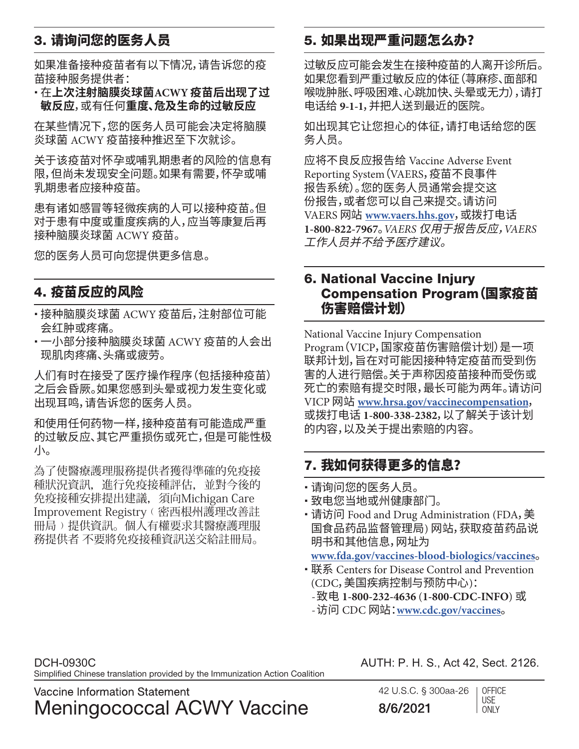## 3. 请询问您的医务人员

如果准备接种疫苗者有以下情况，请告诉您的疫苗接种服务提供者：

- 在**上次注射脑膜炎球菌ACWY 疫苗后出现了过敏反应**，或有任何**重度、危及生命的过敏反应**

在某些情况下，您的医务人员可能会决定将脑膜炎球菌 ACWY 疫苗接种推迟至下次就诊。

关于该疫苗对怀孕或哺乳期患者的风险的信息有限，但尚未发现安全问题。如果有需要，怀孕或哺乳期患者应接种疫苗。

患有诸如感冒等轻微疾病的人可以接种疫苗。但对于患有中度或重度疾病的人，应当等康复后再接种脑膜炎球菌 ACWY 疫苗。

您的医务人员可向您提供更多信息。

## 4. 疫苗反应的风险

- 接种脑膜炎球菌 ACWY 疫苗后，注射部位可能会红肿或疼痛。
- 一小部分接种脑膜炎球菌 ACWY 疫苗的人会出现肌肉疼痛、头痛或疲劳。

人们有时在接受了医疗操作程序（包括接种疫苗）之后会昏厥。如果您感到头晕或视力发生变化或出现耳鸣，请告诉您的医务人员。

和使用任何药物一样，接种疫苗有可能造成严重的过敏反应、其它严重损伤或死亡，但是可能性极小。

為了使醫療護理服務提供者獲得準確的免疫接種狀況資訊，進行免疫接種評估，並對今後的免疫接種安排提出建議，須向Michigan Care Improvement Registry（密西根州護理改善註冊局）提供資訊。個人有權要求其醫療護理服務提供者 不要將免疫接種資訊送交給註冊局。

## 5. 如果出现严重问题怎么办？

过敏反应可能会发生在接种疫苗的人离开诊所后。如果您看到严重过敏反应的体征（荨麻疹、面部和喉咙肿胀、呼吸困难、心跳加快、头晕或无力），请打电话给 **9-1-1**，并把人送到最近的医院。

如出现其它让您担心的体征，请打电话给您的医务人员。

应将不良反应报告给 Vaccine Adverse Event Reporting System（VAERS，疫苗不良事件报告系统）。您的医务人员通常会提交这份报告，或者您可以自己来提交。请访问 VAERS 网站 **www.vaers.hhs.gov**，或拨打电话 **1-800-822-7967**。*VAERS 仅用于报告反应，VAERS 工作人员并不给予医疗建议。*

## 6. National Vaccine Injury Compensation Program（国家疫苗伤害赔偿计划）

National Vaccine Injury Compensation Program（VICP，国家疫苗伤害赔偿计划）是一项联邦计划，旨在对可能因接种特定疫苗而受到伤害的人进行赔偿。关于声称因疫苗接种而受伤或死亡的索赔有提交时限，最长可能为两年。请访问 VICP 网站 **www.hrsa.gov/vaccinecompensation**，或拨打电话 **1-800-338-2382**，以了解关于该计划的内容，以及关于提出索赔的内容。

## 7. 我如何获得更多的信息？

- 请询问您的医务人员。
- 致电您当地或州健康部门。
- 请访问 Food and Drug Administration (FDA，美国食品药品监督管理局) 网站，获取疫苗药品说明书和其他信息，网址为 **www.fda.gov/vaccines-blood-biologics/vaccines**。
- 联系 Centers for Disease Control and Prevention (CDC，美国疾病控制与预防中心)：
  - 致电 **1-800-232-4636** (**1-800-CDC-INFO**) 或
  - 访问 CDC 网站：**www.cdc.gov/vaccines**。

DCH-0930C
Simplified Chinese translation provided by the Immunization Action Coalition

AUTH: P. H. S., Act 42, Sect. 2126.

Vaccine Information Statement
# Meningococcal ACWY Vaccine

42 U.S.C. § 300aa-26
**8/6/2021**

OFFICE USE ONLY